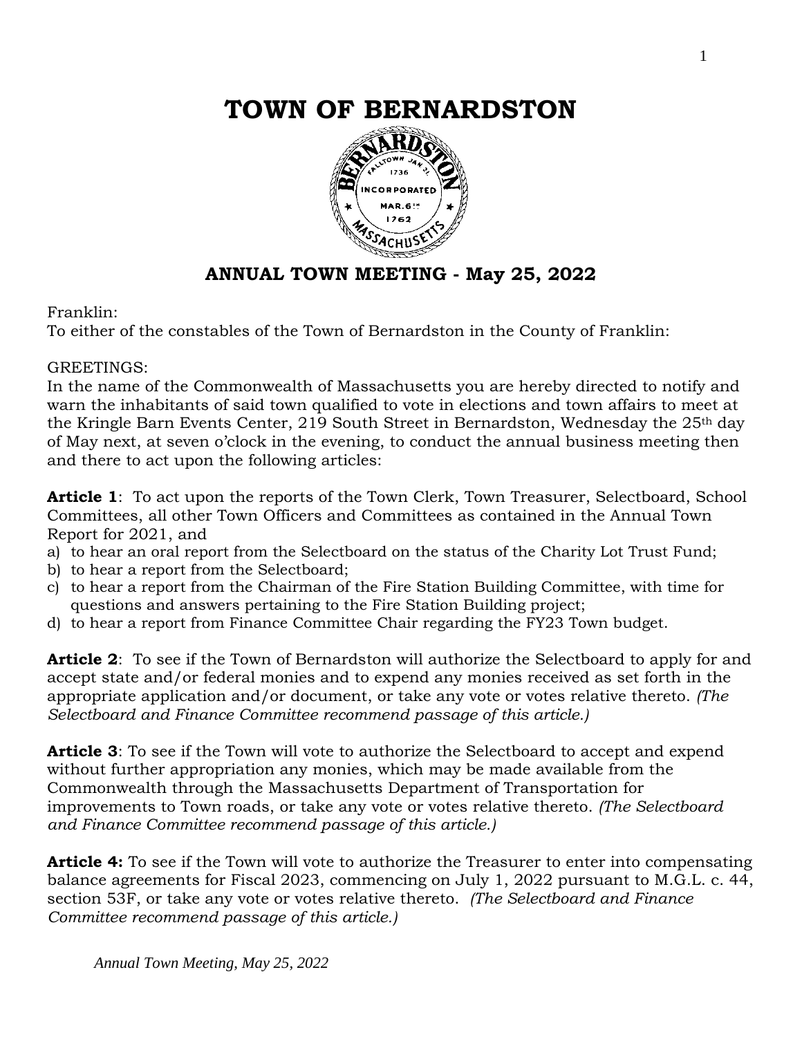# TOWN OF BERNARDSTON

## ANNUAL TOWN MEETING - May 25, 2022

Franklin:
To either of the constables of the Town of Bernardston in the County of Franklin:

GREETINGS:
In the name of the Commonwealth of Massachusetts you are hereby directed to notify and warn the inhabitants of said town qualified to vote in elections and town affairs to meet at the Kringle Barn Events Center, 219 South Street in Bernardston, Wednesday the 25th day of May next, at seven o'clock in the evening, to conduct the annual business meeting then and there to act upon the following articles:

**Article 1**: To act upon the reports of the Town Clerk, Town Treasurer, Selectboard, School Committees, all other Town Officers and Committees as contained in the Annual Town Report for 2021, and

a) to hear an oral report from the Selectboard on the status of the Charity Lot Trust Fund;
b) to hear a report from the Selectboard;
c) to hear a report from the Chairman of the Fire Station Building Committee, with time for questions and answers pertaining to the Fire Station Building project;
d) to hear a report from Finance Committee Chair regarding the FY23 Town budget.

**Article 2**: To see if the Town of Bernardston will authorize the Selectboard to apply for and accept state and/or federal monies and to expend any monies received as set forth in the appropriate application and/or document, or take any vote or votes relative thereto. *(The Selectboard and Finance Committee recommend passage of this article.)*

**Article 3**: To see if the Town will vote to authorize the Selectboard to accept and expend without further appropriation any monies, which may be made available from the Commonwealth through the Massachusetts Department of Transportation for improvements to Town roads, or take any vote or votes relative thereto. *(The Selectboard and Finance Committee recommend passage of this article.)*

**Article 4:** To see if the Town will vote to authorize the Treasurer to enter into compensating balance agreements for Fiscal 2023, commencing on July 1, 2022 pursuant to M.G.L. c. 44, section 53F, or take any vote or votes relative thereto. *(The Selectboard and Finance Committee recommend passage of this article.)*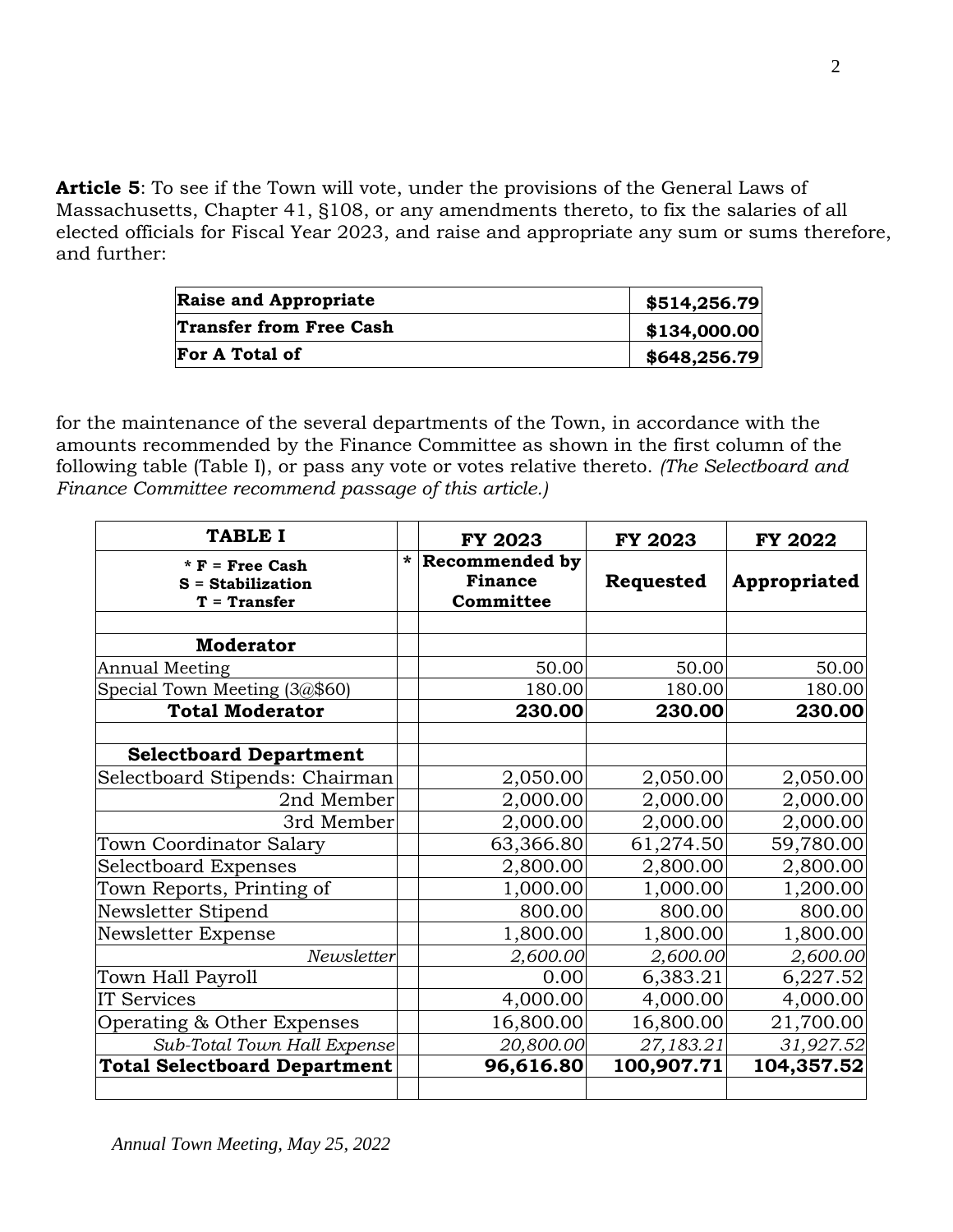**Article 5**: To see if the Town will vote, under the provisions of the General Laws of Massachusetts, Chapter 41, §108, or any amendments thereto, to fix the salaries of all elected officials for Fiscal Year 2023, and raise and appropriate any sum or sums therefore, and further:

| | |
|---|---|
| **Raise and Appropriate** | **$514,256.79** |
| **Transfer from Free Cash** | **$134,000.00** |
| **For A Total of** | **$648,256.79** |

for the maintenance of the several departments of the Town, in accordance with the amounts recommended by the Finance Committee as shown in the first column of the following table (Table I), or pass any vote or votes relative thereto. *(The Selectboard and Finance Committee recommend passage of this article.)*

| **TABLE I** | | **FY 2023** | **FY 2023** | **FY 2022** |
|---|---|---|---|---|
| **\* F = Free Cash<br>S = Stabilization<br>T = Transfer** | **\*** | **Recommended by Finance Committee** | **Requested** | **Appropriated** |
| | | | | |
| **Moderator** | | | | |
| Annual Meeting | | 50.00 | 50.00 | 50.00 |
| Special Town Meeting (3@$60) | | 180.00 | 180.00 | 180.00 |
| **Total Moderator** | | **230.00** | **230.00** | **230.00** |
| | | | | |
| **Selectboard Department** | | | | |
| Selectboard Stipends: Chairman | | 2,050.00 | 2,050.00 | 2,050.00 |
| 2nd Member | | 2,000.00 | 2,000.00 | 2,000.00 |
| 3rd Member | | 2,000.00 | 2,000.00 | 2,000.00 |
| Town Coordinator Salary | | 63,366.80 | 61,274.50 | 59,780.00 |
| Selectboard Expenses | | 2,800.00 | 2,800.00 | 2,800.00 |
| Town Reports, Printing of | | 1,000.00 | 1,000.00 | 1,200.00 |
| Newsletter Stipend | | 800.00 | 800.00 | 800.00 |
| Newsletter Expense | | 1,800.00 | 1,800.00 | 1,800.00 |
| *Newsletter* | | *2,600.00* | *2,600.00* | *2,600.00* |
| Town Hall Payroll | | 0.00 | 6,383.21 | 6,227.52 |
| IT Services | | 4,000.00 | 4,000.00 | 4,000.00 |
| Operating & Other Expenses | | 16,800.00 | 16,800.00 | 21,700.00 |
| *Sub-Total Town Hall Expense* | | *20,800.00* | *27,183.21* | *31,927.52* |
| **Total Selectboard Department** | | **96,616.80** | **100,907.71** | **104,357.52** |
| | | | | |

*Annual Town Meeting, May 25, 2022*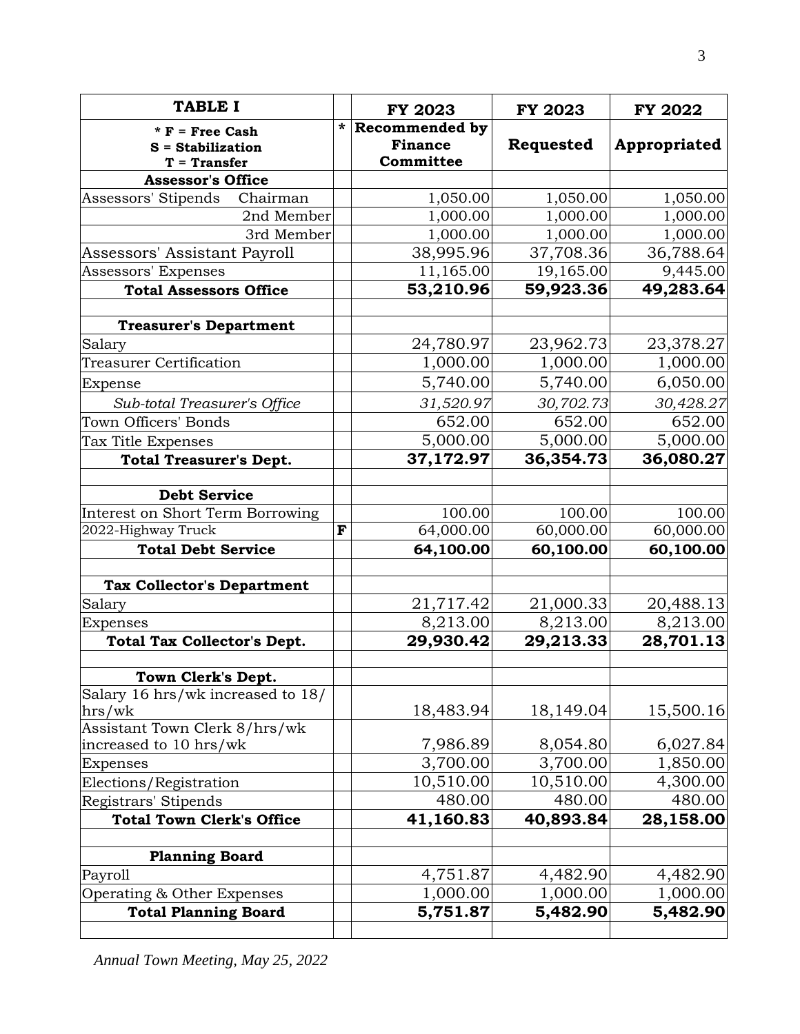| TABLE I | | FY 2023 | FY 2023 | FY 2022 |
|---|---|---|---|---|
| * F = Free Cash<br>S = Stabilization<br>T = Transfer | * | Recommended by Finance Committee | Requested | Appropriated |
| **Assessor's Office** | | | | |
| Assessors' Stipends Chairman | | 1,050.00 | 1,050.00 | 1,050.00 |
| 2nd Member | | 1,000.00 | 1,000.00 | 1,000.00 |
| 3rd Member | | 1,000.00 | 1,000.00 | 1,000.00 |
| Assessors' Assistant Payroll | | 38,995.96 | 37,708.36 | 36,788.64 |
| Assessors' Expenses | | 11,165.00 | 19,165.00 | 9,445.00 |
| **Total Assessors Office** | | **53,210.96** | **59,923.36** | **49,283.64** |
| | | | | |
| **Treasurer's Department** | | | | |
| Salary | | 24,780.97 | 23,962.73 | 23,378.27 |
| Treasurer Certification | | 1,000.00 | 1,000.00 | 1,000.00 |
| Expense | | 5,740.00 | 5,740.00 | 6,050.00 |
| *Sub-total Treasurer's Office* | | *31,520.97* | *30,702.73* | *30,428.27* |
| Town Officers' Bonds | | 652.00 | 652.00 | 652.00 |
| Tax Title Expenses | | 5,000.00 | 5,000.00 | 5,000.00 |
| **Total Treasurer's Dept.** | | **37,172.97** | **36,354.73** | **36,080.27** |
| | | | | |
| **Debt Service** | | | | |
| Interest on Short Term Borrowing | | 100.00 | 100.00 | 100.00 |
| 2022-Highway Truck | F | 64,000.00 | 60,000.00 | 60,000.00 |
| **Total Debt Service** | | **64,100.00** | **60,100.00** | **60,100.00** |
| | | | | |
| **Tax Collector's Department** | | | | |
| Salary | | 21,717.42 | 21,000.33 | 20,488.13 |
| Expenses | | 8,213.00 | 8,213.00 | 8,213.00 |
| **Total Tax Collector's Dept.** | | **29,930.42** | **29,213.33** | **28,701.13** |
| | | | | |
| **Town Clerk's Dept.** | | | | |
| Salary 16 hrs/wk increased to 18/ hrs/wk | | 18,483.94 | 18,149.04 | 15,500.16 |
| Assistant Town Clerk 8/hrs/wk increased to 10 hrs/wk | | 7,986.89 | 8,054.80 | 6,027.84 |
| Expenses | | 3,700.00 | 3,700.00 | 1,850.00 |
| Elections/Registration | | 10,510.00 | 10,510.00 | 4,300.00 |
| Registrars' Stipends | | 480.00 | 480.00 | 480.00 |
| **Total Town Clerk's Office** | | **41,160.83** | **40,893.84** | **28,158.00** |
| | | | | |
| **Planning Board** | | | | |
| Payroll | | 4,751.87 | 4,482.90 | 4,482.90 |
| Operating & Other Expenses | | 1,000.00 | 1,000.00 | 1,000.00 |
| **Total Planning Board** | | **5,751.87** | **5,482.90** | **5,482.90** |
| | | | | |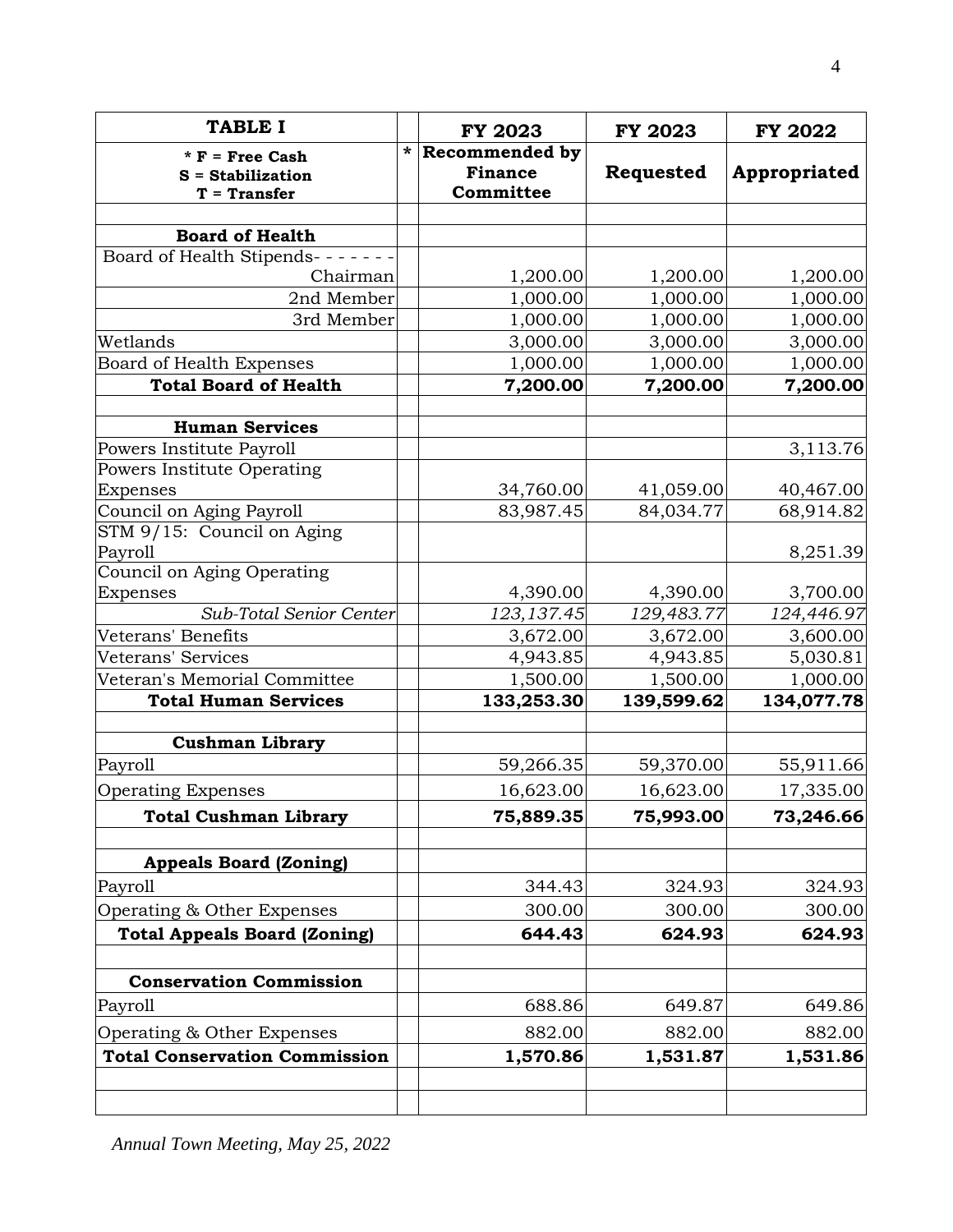| TABLE I | | FY 2023 | FY 2023 | FY 2022 |
|---|---|---|---|---|
| * F = Free Cash<br>S = Stabilization<br>T = Transfer | * | Recommended by Finance Committee | Requested | Appropriated |
| | | | | |
| **Board of Health** | | | | |
| Board of Health Stipends- - - - - - - Chairman | | 1,200.00 | 1,200.00 | 1,200.00 |
| 2nd Member | | 1,000.00 | 1,000.00 | 1,000.00 |
| 3rd Member | | 1,000.00 | 1,000.00 | 1,000.00 |
| Wetlands | | 3,000.00 | 3,000.00 | 3,000.00 |
| Board of Health Expenses | | 1,000.00 | 1,000.00 | 1,000.00 |
| **Total Board of Health** | | **7,200.00** | **7,200.00** | **7,200.00** |
| | | | | |
| **Human Services** | | | | |
| Powers Institute Payroll | | | | 3,113.76 |
| Powers Institute Operating Expenses | | 34,760.00 | 41,059.00 | 40,467.00 |
| Council on Aging Payroll | | 83,987.45 | 84,034.77 | 68,914.82 |
| STM 9/15: Council on Aging Payroll | | | | 8,251.39 |
| Council on Aging Operating Expenses | | 4,390.00 | 4,390.00 | 3,700.00 |
| *Sub-Total Senior Center* | | *123,137.45* | *129,483.77* | *124,446.97* |
| Veterans' Benefits | | 3,672.00 | 3,672.00 | 3,600.00 |
| Veterans' Services | | 4,943.85 | 4,943.85 | 5,030.81 |
| Veteran's Memorial Committee | | 1,500.00 | 1,500.00 | 1,000.00 |
| **Total Human Services** | | **133,253.30** | **139,599.62** | **134,077.78** |
| | | | | |
| **Cushman Library** | | | | |
| Payroll | | 59,266.35 | 59,370.00 | 55,911.66 |
| Operating Expenses | | 16,623.00 | 16,623.00 | 17,335.00 |
| **Total Cushman Library** | | **75,889.35** | **75,993.00** | **73,246.66** |
| | | | | |
| **Appeals Board (Zoning)** | | | | |
| Payroll | | 344.43 | 324.93 | 324.93 |
| Operating & Other Expenses | | 300.00 | 300.00 | 300.00 |
| **Total Appeals Board (Zoning)** | | **644.43** | **624.93** | **624.93** |
| | | | | |
| **Conservation Commission** | | | | |
| Payroll | | 688.86 | 649.87 | 649.86 |
| Operating & Other Expenses | | 882.00 | 882.00 | 882.00 |
| **Total Conservation Commission** | | **1,570.86** | **1,531.87** | **1,531.86** |
| | | | | |
| | | | | |

*Annual Town Meeting, May 25, 2022*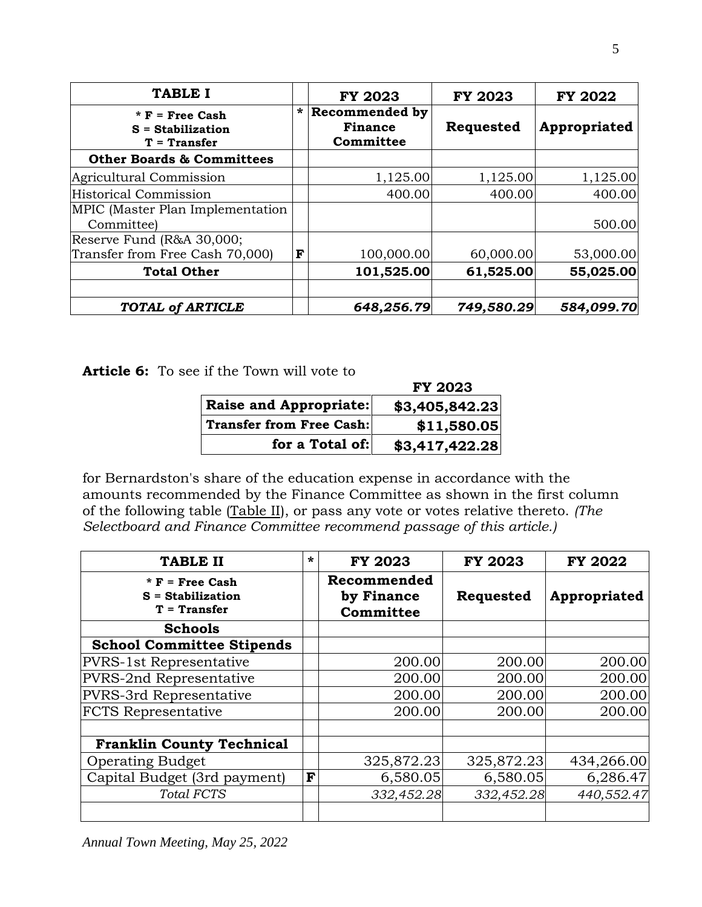| TABLE I | | FY 2023 | FY 2023 | FY 2022 |
|---|---|---|---|---|
| * F = Free Cash<br>S = Stabilization<br>T = Transfer | * | Recommended by Finance Committee | Requested | Appropriated |
| **Other Boards & Committees** | | | | |
| Agricultural Commission | | 1,125.00 | 1,125.00 | 1,125.00 |
| Historical Commission | | 400.00 | 400.00 | 400.00 |
| MPIC (Master Plan Implementation Committee) | | | | 500.00 |
| Reserve Fund (R&A 30,000; Transfer from Free Cash 70,000) | F | 100,000.00 | 60,000.00 | 53,000.00 |
| **Total Other** | | **101,525.00** | **61,525.00** | **55,025.00** |
| | | | | |
| ***TOTAL of ARTICLE*** | | ***648,256.79*** | ***749,580.29*** | ***584,099.70*** |

**Article 6:** To see if the Town will vote to

| | FY 2023 |
|---|---|
| **Raise and Appropriate:** | **$3,405,842.23** |
| **Transfer from Free Cash:** | **$11,580.05** |
| **for a Total of:** | **$3,417,422.28** |

for Bernardston's share of the education expense in accordance with the amounts recommended by the Finance Committee as shown in the first column of the following table (Table II), or pass any vote or votes relative thereto. *(The Selectboard and Finance Committee recommend passage of this article.)*

| TABLE II | * | FY 2023 | FY 2023 | FY 2022 |
|---|---|---|---|---|
| * F = Free Cash<br>S = Stabilization<br>T = Transfer | | Recommended by Finance Committee | Requested | Appropriated |
| **Schools** | | | | |
| **School Committee Stipends** | | | | |
| PVRS-1st Representative | | 200.00 | 200.00 | 200.00 |
| PVRS-2nd Representative | | 200.00 | 200.00 | 200.00 |
| PVRS-3rd Representative | | 200.00 | 200.00 | 200.00 |
| FCTS Representative | | 200.00 | 200.00 | 200.00 |
| | | | | |
| **Franklin County Technical** | | | | |
| Operating Budget | | 325,872.23 | 325,872.23 | 434,266.00 |
| Capital Budget (3rd payment) | F | 6,580.05 | 6,580.05 | 6,286.47 |
| *Total FCTS* | | *332,452.28* | *332,452.28* | *440,552.47* |
| | | | | |

*Annual Town Meeting, May 25, 2022*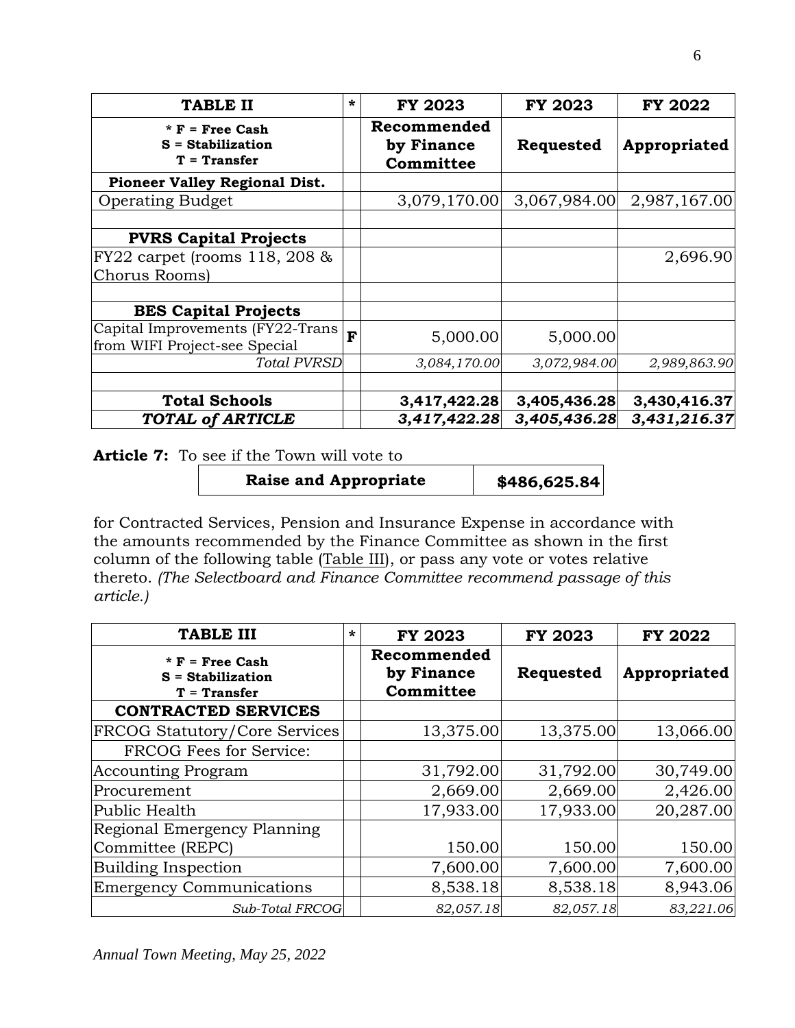| TABLE II | * | FY 2023 | FY 2023 | FY 2022 |
|---|---|---|---|---|
| * F = Free Cash<br>S = Stabilization<br>T = Transfer | | Recommended by Finance Committee | Requested | Appropriated |
| **Pioneer Valley Regional Dist.** | | | | |
| Operating Budget | | 3,079,170.00 | 3,067,984.00 | 2,987,167.00 |
| | | | | |
| **PVRS Capital Projects** | | | | |
| FY22 carpet (rooms 118, 208 & Chorus Rooms) | | | | 2,696.90 |
| | | | | |
| **BES Capital Projects** | | | | |
| Capital Improvements (FY22-Trans from WIFI Project-see Special | F | 5,000.00 | 5,000.00 | |
| *Total PVRSD* | | *3,084,170.00* | *3,072,984.00* | *2,989,863.90* |
| | | | | |
| **Total Schools** | | **3,417,422.28** | **3,405,436.28** | **3,430,416.37** |
| ***TOTAL of ARTICLE*** | | ***3,417,422.28*** | ***3,405,436.28*** | ***3,431,216.37*** |

**Article 7:** To see if the Town will vote to

| Raise and Appropriate | $486,625.84 |
|---|---|

for Contracted Services, Pension and Insurance Expense in accordance with the amounts recommended by the Finance Committee as shown in the first column of the following table (Table III), or pass any vote or votes relative thereto. *(The Selectboard and Finance Committee recommend passage of this article.)*

| TABLE III | * | FY 2023 | FY 2023 | FY 2022 |
|---|---|---|---|---|
| * F = Free Cash<br>S = Stabilization<br>T = Transfer | | Recommended by Finance Committee | Requested | Appropriated |
| **CONTRACTED SERVICES** | | | | |
| FRCOG Statutory/Core Services | | 13,375.00 | 13,375.00 | 13,066.00 |
| FRCOG Fees for Service: | | | | |
| Accounting Program | | 31,792.00 | 31,792.00 | 30,749.00 |
| Procurement | | 2,669.00 | 2,669.00 | 2,426.00 |
| Public Health | | 17,933.00 | 17,933.00 | 20,287.00 |
| Regional Emergency Planning Committee (REPC) | | 150.00 | 150.00 | 150.00 |
| Building Inspection | | 7,600.00 | 7,600.00 | 7,600.00 |
| Emergency Communications | | 8,538.18 | 8,538.18 | 8,943.06 |
| *Sub-Total FRCOG* | | *82,057.18* | *82,057.18* | *83,221.06* |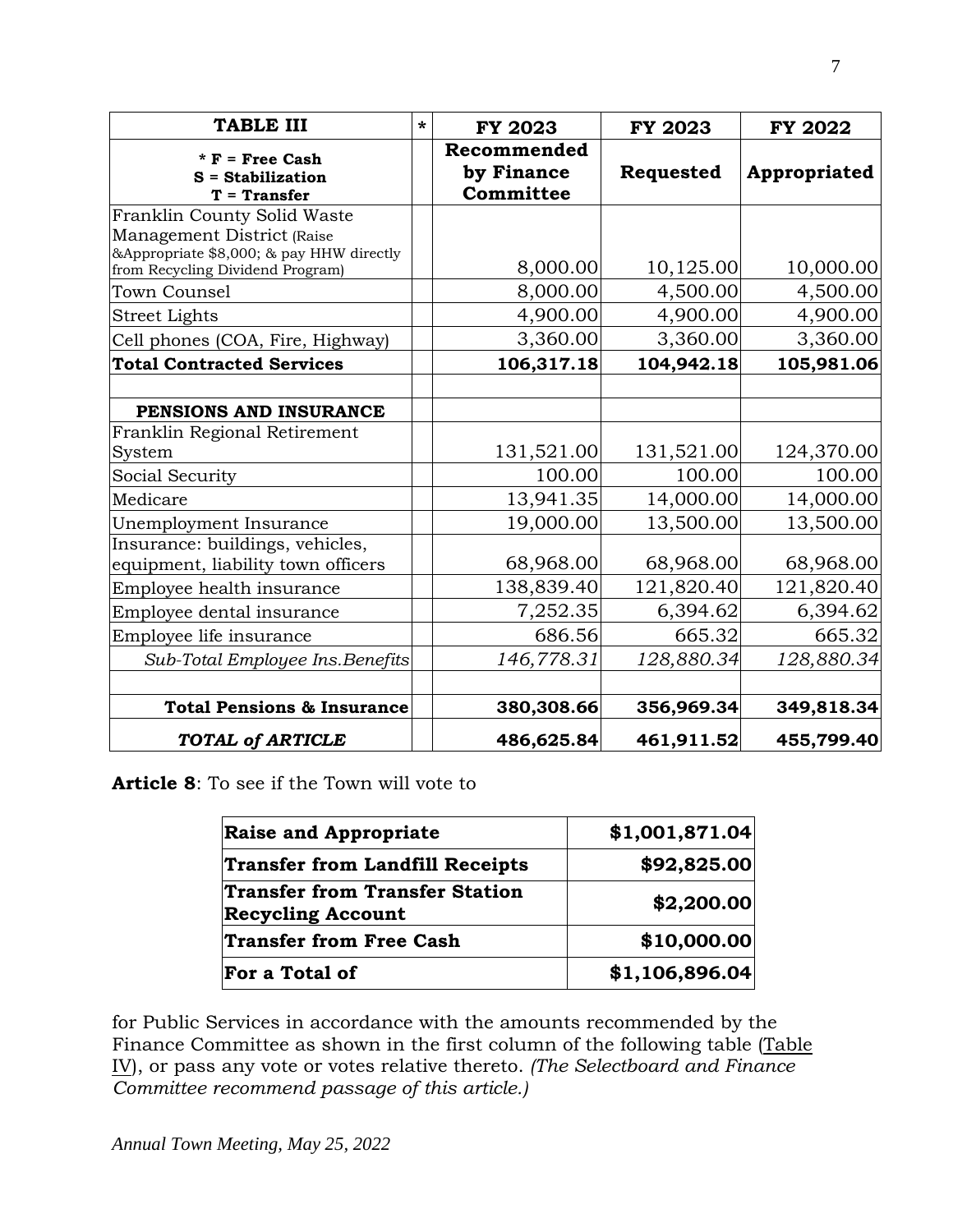| **TABLE III** | * | **FY 2023** | **FY 2023** | **FY 2022** |
|---|---|---|---|---|
| *** F = Free Cash**<br>**S = Stabilization**<br>**T = Transfer** | | **Recommended by Finance Committee** | **Requested** | **Appropriated** |
| Franklin County Solid Waste Management District (Raise &Appropriate $8,000; & pay HHW directly from Recycling Dividend Program) | | 8,000.00 | 10,125.00 | 10,000.00 |
| Town Counsel | | 8,000.00 | 4,500.00 | 4,500.00 |
| Street Lights | | 4,900.00 | 4,900.00 | 4,900.00 |
| Cell phones (COA, Fire, Highway) | | 3,360.00 | 3,360.00 | 3,360.00 |
| **Total Contracted Services** | | **106,317.18** | **104,942.18** | **105,981.06** |
| | | | | |
| **PENSIONS AND INSURANCE** | | | | |
| Franklin Regional Retirement System | | 131,521.00 | 131,521.00 | 124,370.00 |
| Social Security | | 100.00 | 100.00 | 100.00 |
| Medicare | | 13,941.35 | 14,000.00 | 14,000.00 |
| Unemployment Insurance | | 19,000.00 | 13,500.00 | 13,500.00 |
| Insurance: buildings, vehicles, equipment, liability town officers | | 68,968.00 | 68,968.00 | 68,968.00 |
| Employee health insurance | | 138,839.40 | 121,820.40 | 121,820.40 |
| Employee dental insurance | | 7,252.35 | 6,394.62 | 6,394.62 |
| Employee life insurance | | 686.56 | 665.32 | 665.32 |
| *Sub-Total Employee Ins.Benefits* | | *146,778.31* | *128,880.34* | *128,880.34* |
| | | | | |
| **Total Pensions & Insurance** | | **380,308.66** | **356,969.34** | **349,818.34** |
| ***TOTAL of ARTICLE*** | | **486,625.84** | **461,911.52** | **455,799.40** |

**Article 8**: To see if the Town will vote to

| **Raise and Appropriate** | **$1,001,871.04** |
|---|---|
| **Transfer from Landfill Receipts** | **$92,825.00** |
| **Transfer from Transfer Station Recycling Account** | **$2,200.00** |
| **Transfer from Free Cash** | **$10,000.00** |
| **For a Total of** | **$1,106,896.04** |

for Public Services in accordance with the amounts recommended by the Finance Committee as shown in the first column of the following table (Table IV), or pass any vote or votes relative thereto. *(The Selectboard and Finance Committee recommend passage of this article.)*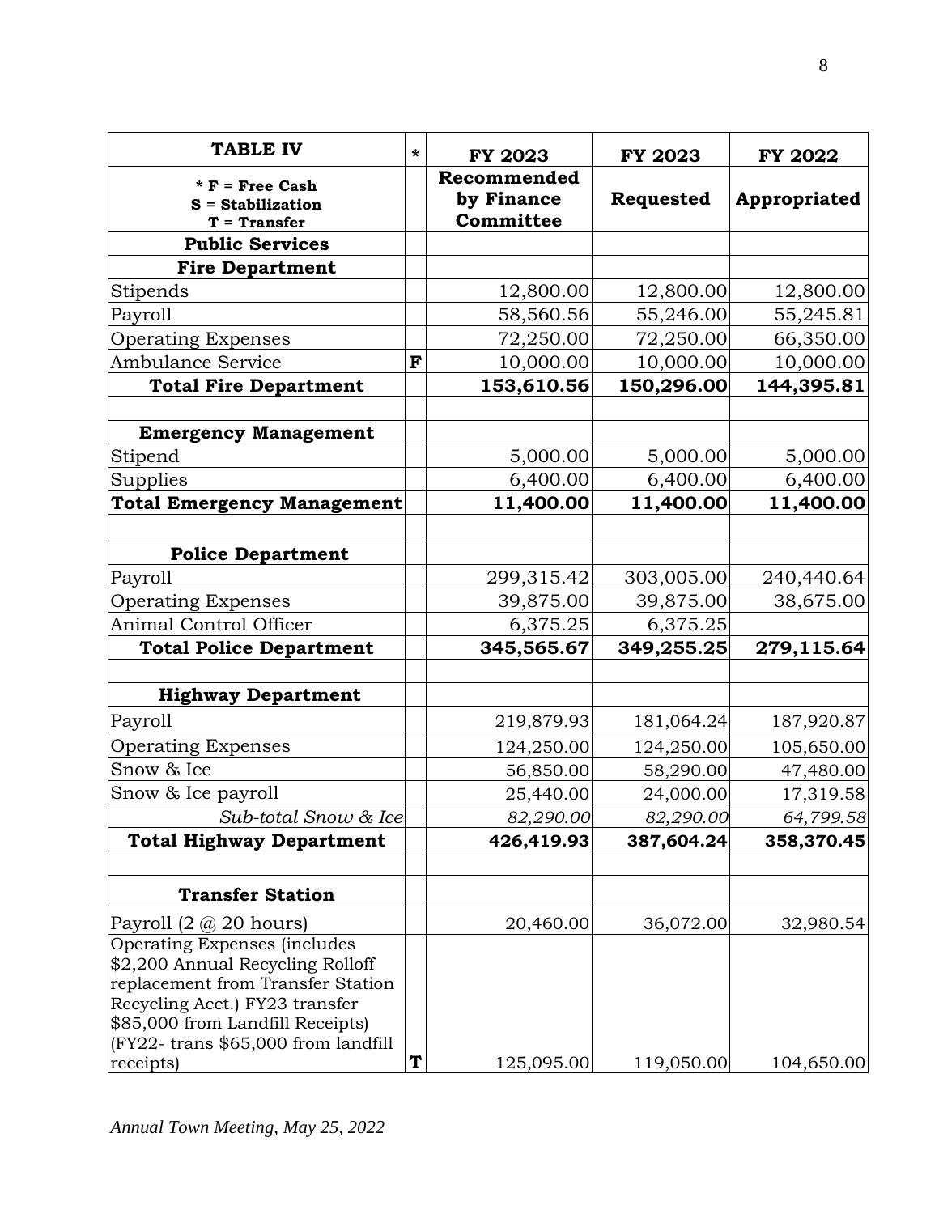| **TABLE IV** | * | **FY 2023** | **FY 2023** | **FY 2022** |
|---|---|---|---|---|
| * **F = Free Cash** **S = Stabilization** **T = Transfer** | | **Recommended by Finance Committee** | **Requested** | **Appropriated** |
| **Public Services** | | | | |
| **Fire Department** | | | | |
| Stipends | | 12,800.00 | 12,800.00 | 12,800.00 |
| Payroll | | 58,560.56 | 55,246.00 | 55,245.81 |
| Operating Expenses | | 72,250.00 | 72,250.00 | 66,350.00 |
| Ambulance Service | **F** | 10,000.00 | 10,000.00 | 10,000.00 |
| **Total Fire Department** | | **153,610.56** | **150,296.00** | **144,395.81** |
| | | | | |
| **Emergency Management** | | | | |
| Stipend | | 5,000.00 | 5,000.00 | 5,000.00 |
| Supplies | | 6,400.00 | 6,400.00 | 6,400.00 |
| **Total Emergency Management** | | **11,400.00** | **11,400.00** | **11,400.00** |
| | | | | |
| **Police Department** | | | | |
| Payroll | | 299,315.42 | 303,005.00 | 240,440.64 |
| Operating Expenses | | 39,875.00 | 39,875.00 | 38,675.00 |
| Animal Control Officer | | 6,375.25 | 6,375.25 | |
| **Total Police Department** | | **345,565.67** | **349,255.25** | **279,115.64** |
| | | | | |
| **Highway Department** | | | | |
| Payroll | | 219,879.93 | 181,064.24 | 187,920.87 |
| Operating Expenses | | 124,250.00 | 124,250.00 | 105,650.00 |
| Snow & Ice | | 56,850.00 | 58,290.00 | 47,480.00 |
| Snow & Ice payroll | | 25,440.00 | 24,000.00 | 17,319.58 |
| *Sub-total Snow & Ice* | | *82,290.00* | *82,290.00* | *64,799.58* |
| **Total Highway Department** | | **426,419.93** | **387,604.24** | **358,370.45** |
| | | | | |
| **Transfer Station** | | | | |
| Payroll (2 @ 20 hours) | | 20,460.00 | 36,072.00 | 32,980.54 |
| Operating Expenses (includes $2,200 Annual Recycling Rolloff replacement from Transfer Station Recycling Acct.) FY23 transfer $85,000 from Landfill Receipts) (FY22- trans $65,000 from landfill receipts) | **T** | 125,095.00 | 119,050.00 | 104,650.00 |

*Annual Town Meeting, May 25, 2022*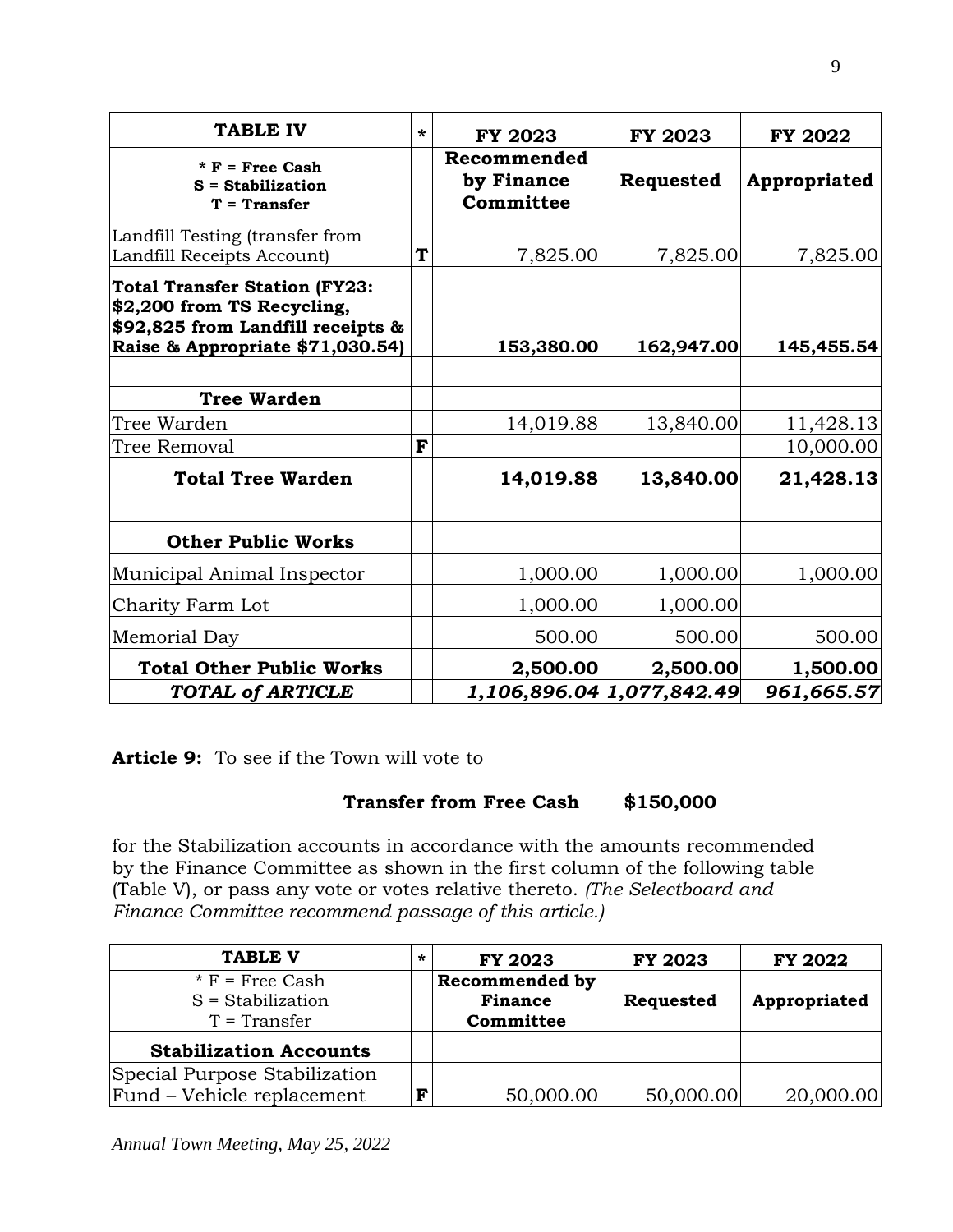| TABLE IV | * | FY 2023 | FY 2023 | FY 2022 |
|---|---|---|---|---|
| * F = Free Cash<br>S = Stabilization<br>T = Transfer | | Recommended by Finance Committee | Requested | Appropriated |
| Landfill Testing (transfer from Landfill Receipts Account) | T | 7,825.00 | 7,825.00 | 7,825.00 |
| **Total Transfer Station (FY23: $2,200 from TS Recycling, $92,825 from Landfill receipts & Raise & Appropriate $71,030.54)** | | **153,380.00** | **162,947.00** | **145,455.54** |
| | | | | |
| **Tree Warden** | | | | |
| Tree Warden | | 14,019.88 | 13,840.00 | 11,428.13 |
| Tree Removal | F | | | 10,000.00 |
| **Total Tree Warden** | | **14,019.88** | **13,840.00** | **21,428.13** |
| | | | | |
| **Other Public Works** | | | | |
| Municipal Animal Inspector | | 1,000.00 | 1,000.00 | 1,000.00 |
| Charity Farm Lot | | 1,000.00 | 1,000.00 | |
| Memorial Day | | 500.00 | 500.00 | 500.00 |
| **Total Other Public Works** | | **2,500.00** | **2,500.00** | **1,500.00** |
| ***TOTAL of ARTICLE*** | | ***1,106,896.04*** | ***1,077,842.49*** | ***961,665.57*** |

**Article 9:** To see if the Town will vote to

**Transfer from Free Cash $150,000**

for the Stabilization accounts in accordance with the amounts recommended by the Finance Committee as shown in the first column of the following table (Table V), or pass any vote or votes relative thereto. *(The Selectboard and Finance Committee recommend passage of this article.)*

| TABLE V | * | FY 2023 | FY 2023 | FY 2022 |
|---|---|---|---|---|
| * F = Free Cash<br>S = Stabilization<br>T = Transfer | | Recommended by Finance Committee | Requested | Appropriated |
| **Stabilization Accounts** | | | | |
| Special Purpose Stabilization Fund – Vehicle replacement | F | 50,000.00 | 50,000.00 | 20,000.00 |

*Annual Town Meeting, May 25, 2022*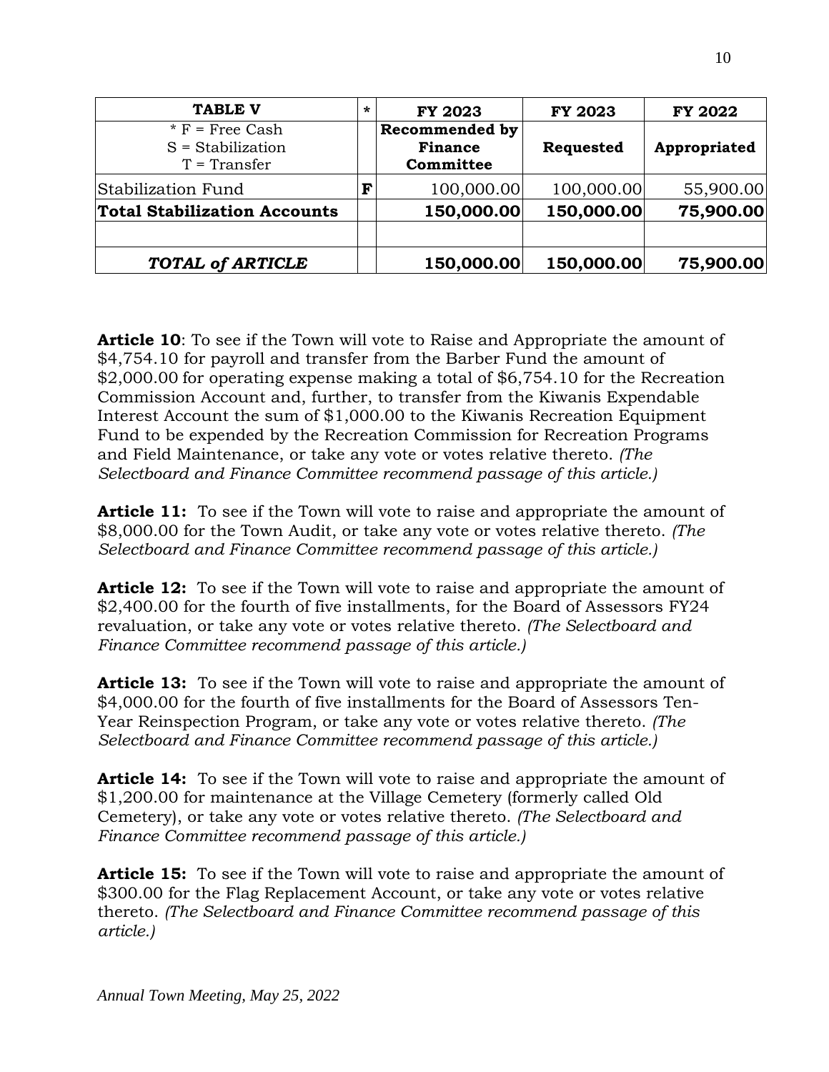| TABLE V | * | FY 2023 | FY 2023 | FY 2022 |
|---|---|---|---|---|
| * F = Free Cash<br>S = Stabilization<br>T = Transfer | | **Recommended by Finance Committee** | **Requested** | **Appropriated** |
| Stabilization Fund | **F** | 100,000.00 | 100,000.00 | 55,900.00 |
| **Total Stabilization Accounts** | | **150,000.00** | **150,000.00** | **75,900.00** |
| | | | | |
| ***TOTAL of ARTICLE*** | | **150,000.00** | **150,000.00** | **75,900.00** |

**Article 10**: To see if the Town will vote to Raise and Appropriate the amount of $4,754.10 for payroll and transfer from the Barber Fund the amount of $2,000.00 for operating expense making a total of $6,754.10 for the Recreation Commission Account and, further, to transfer from the Kiwanis Expendable Interest Account the sum of $1,000.00 to the Kiwanis Recreation Equipment Fund to be expended by the Recreation Commission for Recreation Programs and Field Maintenance, or take any vote or votes relative thereto. *(The Selectboard and Finance Committee recommend passage of this article.)*

**Article 11:** To see if the Town will vote to raise and appropriate the amount of $8,000.00 for the Town Audit, or take any vote or votes relative thereto. *(The Selectboard and Finance Committee recommend passage of this article.)*

**Article 12:** To see if the Town will vote to raise and appropriate the amount of $2,400.00 for the fourth of five installments, for the Board of Assessors FY24 revaluation, or take any vote or votes relative thereto. *(The Selectboard and Finance Committee recommend passage of this article.)*

**Article 13:** To see if the Town will vote to raise and appropriate the amount of $4,000.00 for the fourth of five installments for the Board of Assessors Ten-Year Reinspection Program, or take any vote or votes relative thereto. *(The Selectboard and Finance Committee recommend passage of this article.)*

**Article 14:** To see if the Town will vote to raise and appropriate the amount of $1,200.00 for maintenance at the Village Cemetery (formerly called Old Cemetery), or take any vote or votes relative thereto. *(The Selectboard and Finance Committee recommend passage of this article.)*

**Article 15:** To see if the Town will vote to raise and appropriate the amount of $300.00 for the Flag Replacement Account, or take any vote or votes relative thereto. *(The Selectboard and Finance Committee recommend passage of this article.)*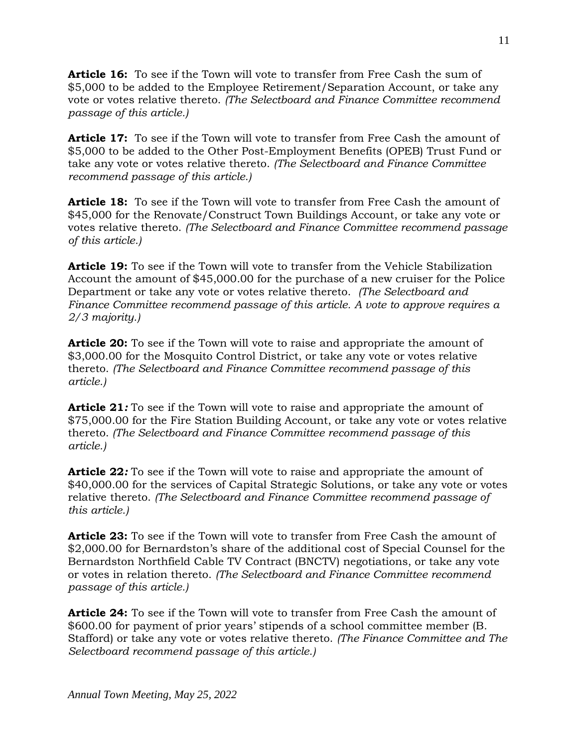**Article 16:** To see if the Town will vote to transfer from Free Cash the sum of $5,000 to be added to the Employee Retirement/Separation Account, or take any vote or votes relative thereto. *(The Selectboard and Finance Committee recommend passage of this article.)*

**Article 17:** To see if the Town will vote to transfer from Free Cash the amount of $5,000 to be added to the Other Post-Employment Benefits (OPEB) Trust Fund or take any vote or votes relative thereto. *(The Selectboard and Finance Committee recommend passage of this article.)*

**Article 18:** To see if the Town will vote to transfer from Free Cash the amount of $45,000 for the Renovate/Construct Town Buildings Account, or take any vote or votes relative thereto. *(The Selectboard and Finance Committee recommend passage of this article.)*

**Article 19:** To see if the Town will vote to transfer from the Vehicle Stabilization Account the amount of $45,000.00 for the purchase of a new cruiser for the Police Department or take any vote or votes relative thereto. *(The Selectboard and Finance Committee recommend passage of this article. A vote to approve requires a 2/3 majority.)*

**Article 20:** To see if the Town will vote to raise and appropriate the amount of $3,000.00 for the Mosquito Control District, or take any vote or votes relative thereto. *(The Selectboard and Finance Committee recommend passage of this article.)*

**Article 21*:*** To see if the Town will vote to raise and appropriate the amount of $75,000.00 for the Fire Station Building Account, or take any vote or votes relative thereto. *(The Selectboard and Finance Committee recommend passage of this article.)*

**Article 22*:*** To see if the Town will vote to raise and appropriate the amount of $40,000.00 for the services of Capital Strategic Solutions, or take any vote or votes relative thereto. *(The Selectboard and Finance Committee recommend passage of this article.)*

**Article 23:** To see if the Town will vote to transfer from Free Cash the amount of $2,000.00 for Bernardston's share of the additional cost of Special Counsel for the Bernardston Northfield Cable TV Contract (BNCTV) negotiations, or take any vote or votes in relation thereto. *(The Selectboard and Finance Committee recommend passage of this article.)*

**Article 24:** To see if the Town will vote to transfer from Free Cash the amount of $600.00 for payment of prior years' stipends of a school committee member (B. Stafford) or take any vote or votes relative thereto. *(The Finance Committee and The Selectboard recommend passage of this article.)*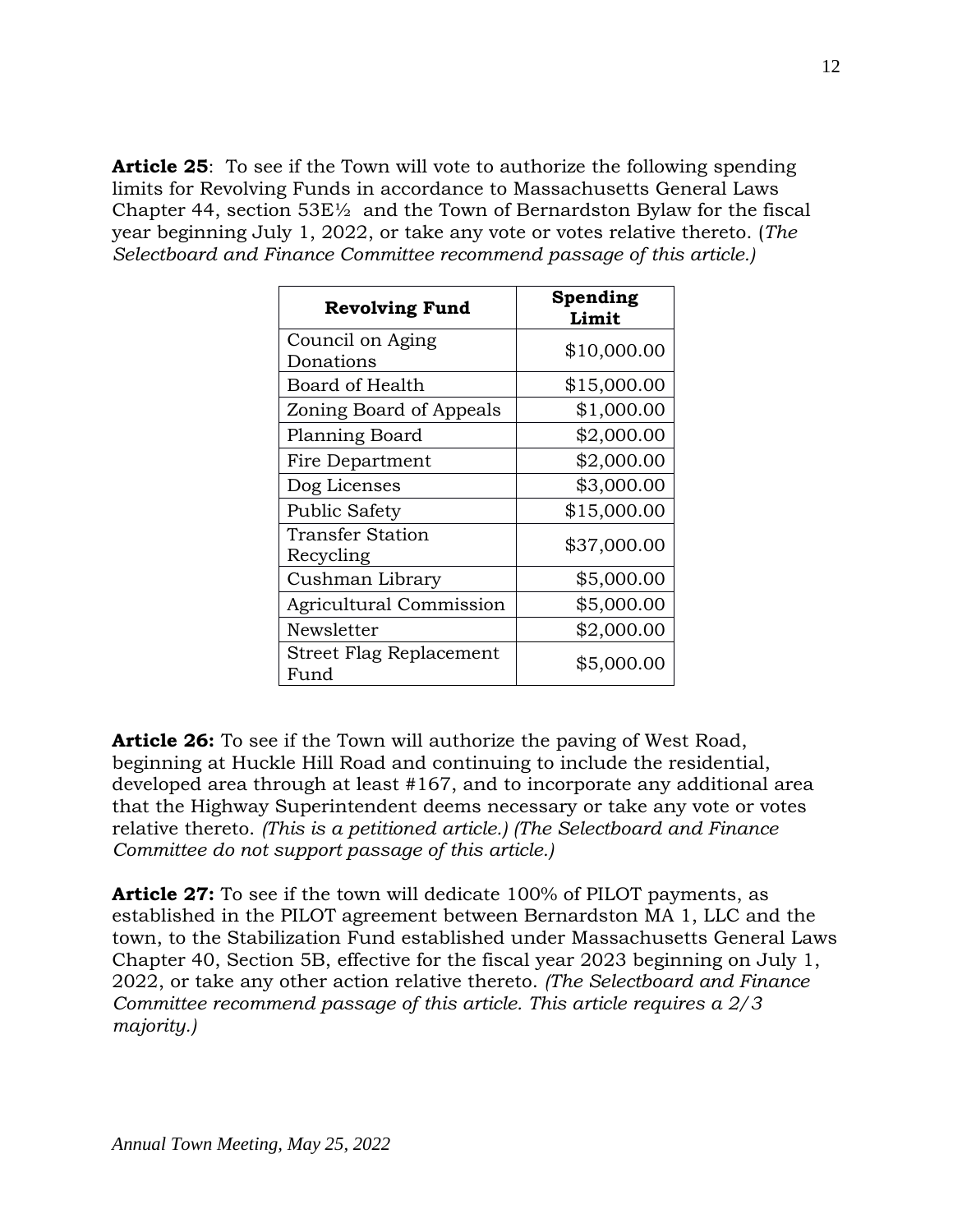**Article 25**: To see if the Town will vote to authorize the following spending limits for Revolving Funds in accordance to Massachusetts General Laws Chapter 44, section 53E½ and the Town of Bernardston Bylaw for the fiscal year beginning July 1, 2022, or take any vote or votes relative thereto. (*The Selectboard and Finance Committee recommend passage of this article.)*

| Revolving Fund | Spending Limit |
|---|---:|
| Council on Aging Donations | \$10,000.00 |
| Board of Health | \$15,000.00 |
| Zoning Board of Appeals | \$1,000.00 |
| Planning Board | \$2,000.00 |
| Fire Department | \$2,000.00 |
| Dog Licenses | \$3,000.00 |
| Public Safety | \$15,000.00 |
| Transfer Station Recycling | \$37,000.00 |
| Cushman Library | \$5,000.00 |
| Agricultural Commission | \$5,000.00 |
| Newsletter | \$2,000.00 |
| Street Flag Replacement Fund | \$5,000.00 |

**Article 26:** To see if the Town will authorize the paving of West Road, beginning at Huckle Hill Road and continuing to include the residential, developed area through at least #167, and to incorporate any additional area that the Highway Superintendent deems necessary or take any vote or votes relative thereto. *(This is a petitioned article.) (The Selectboard and Finance Committee do not support passage of this article.)*

**Article 27:** To see if the town will dedicate 100% of PILOT payments, as established in the PILOT agreement between Bernardston MA 1, LLC and the town, to the Stabilization Fund established under Massachusetts General Laws Chapter 40, Section 5B, effective for the fiscal year 2023 beginning on July 1, 2022, or take any other action relative thereto. *(The Selectboard and Finance Committee recommend passage of this article. This article requires a 2/3 majority.)*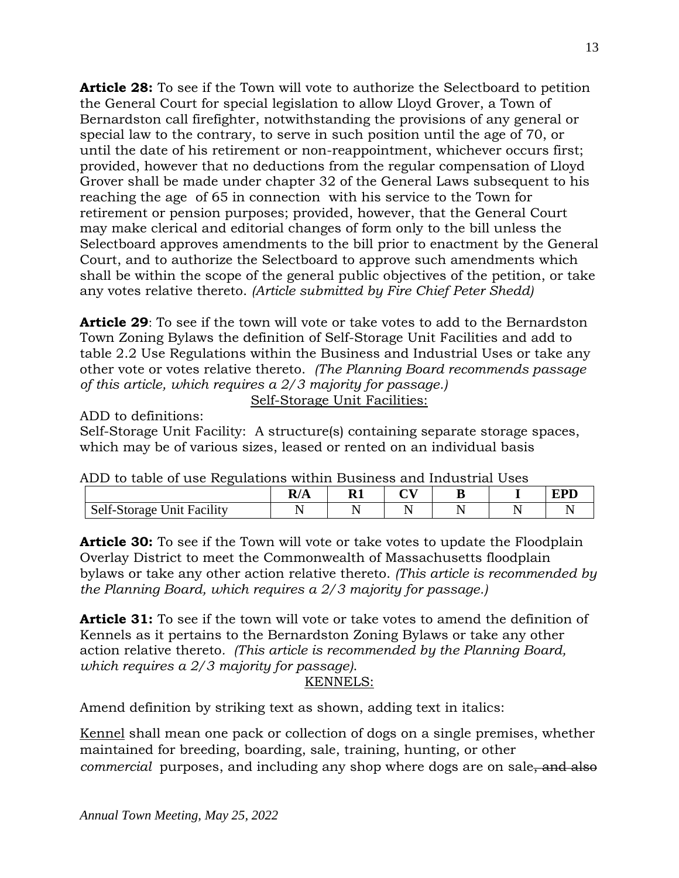**Article 28:** To see if the Town will vote to authorize the Selectboard to petition the General Court for special legislation to allow Lloyd Grover, a Town of Bernardston call firefighter, notwithstanding the provisions of any general or special law to the contrary, to serve in such position until the age of 70, or until the date of his retirement or non-reappointment, whichever occurs first; provided, however that no deductions from the regular compensation of Lloyd Grover shall be made under chapter 32 of the General Laws subsequent to his reaching the age of 65 in connection with his service to the Town for retirement or pension purposes; provided, however, that the General Court may make clerical and editorial changes of form only to the bill unless the Selectboard approves amendments to the bill prior to enactment by the General Court, and to authorize the Selectboard to approve such amendments which shall be within the scope of the general public objectives of the petition, or take any votes relative thereto. *(Article submitted by Fire Chief Peter Shedd)*

**Article 29**: To see if the town will vote or take votes to add to the Bernardston Town Zoning Bylaws the definition of Self-Storage Unit Facilities and add to table 2.2 Use Regulations within the Business and Industrial Uses or take any other vote or votes relative thereto. *(The Planning Board recommends passage of this article, which requires a 2/3 majority for passage.)*

<u>Self-Storage Unit Facilities:</u>

ADD to definitions:
Self-Storage Unit Facility: A structure(s) containing separate storage spaces, which may be of various sizes, leased or rented on an individual basis

ADD to table of use Regulations within Business and Industrial Uses

| | R/A | R1 | CV | B | I | EPD |
|---|---|---|---|---|---|---|
| Self-Storage Unit Facility | N | N | N | N | N | N |

**Article 30:** To see if the Town will vote or take votes to update the Floodplain Overlay District to meet the Commonwealth of Massachusetts floodplain bylaws or take any other action relative thereto. *(This article is recommended by the Planning Board, which requires a 2/3 majority for passage.)*

**Article 31:** To see if the town will vote or take votes to amend the definition of Kennels as it pertains to the Bernardston Zoning Bylaws or take any other action relative thereto. *(This article is recommended by the Planning Board, which requires a 2/3 majority for passage).*

<u>KENNELS:</u>

Amend definition by striking text as shown, adding text in italics:

<u>Kennel</u> shall mean one pack or collection of dogs on a single premises, whether maintained for breeding, boarding, sale, training, hunting, or other *commercial* purposes, and including any shop where dogs are on sale~~, and also~~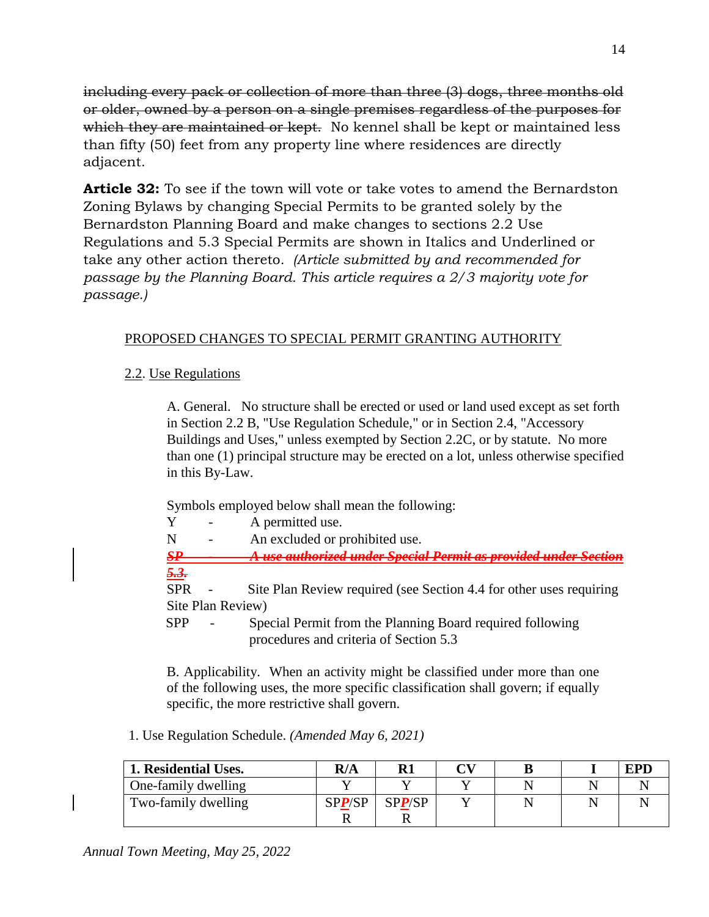~~including every pack or collection of more than three (3) dogs, three months old or older, owned by a person on a single premises regardless of the purposes for which they are maintained or kept.~~ No kennel shall be kept or maintained less than fifty (50) feet from any property line where residences are directly adjacent.

**Article 32:** To see if the town will vote or take votes to amend the Bernardston Zoning Bylaws by changing Special Permits to be granted solely by the Bernardston Planning Board and make changes to sections 2.2 Use Regulations and 5.3 Special Permits are shown in Italics and Underlined or take any other action thereto. *(Article submitted by and recommended for passage by the Planning Board. This article requires a 2/3 majority vote for passage.)*

PROPOSED CHANGES TO SPECIAL PERMIT GRANTING AUTHORITY

2.2. Use Regulations

A. General. No structure shall be erected or used or land used except as set forth in Section 2.2 B, "Use Regulation Schedule," or in Section 2.4, "Accessory Buildings and Uses," unless exempted by Section 2.2C, or by statute. No more than one (1) principal structure may be erected on a lot, unless otherwise specified in this By-Law.

Symbols employed below shall mean the following:

Y - A permitted use.

N - An excluded or prohibited use.

~~*SP - A use authorized under Special Permit as provided under Section 5.3.*~~

SPR - Site Plan Review required (see Section 4.4 for other uses requiring Site Plan Review)

SPP - Special Permit from the Planning Board required following procedures and criteria of Section 5.3

B. Applicability. When an activity might be classified under more than one of the following uses, the more specific classification shall govern; if equally specific, the more restrictive shall govern.

1. Use Regulation Schedule. *(Amended May 6, 2021)*

| 1. Residential Uses. | R/A | R1 | CV | B | I | EPD |
|---|---|---|---|---|---|---|
| One-family dwelling | Y | Y | Y | N | N | N |
| Two-family dwelling | SP*__P__*/SPR | SP*__P__*/SPR | Y | N | N | N |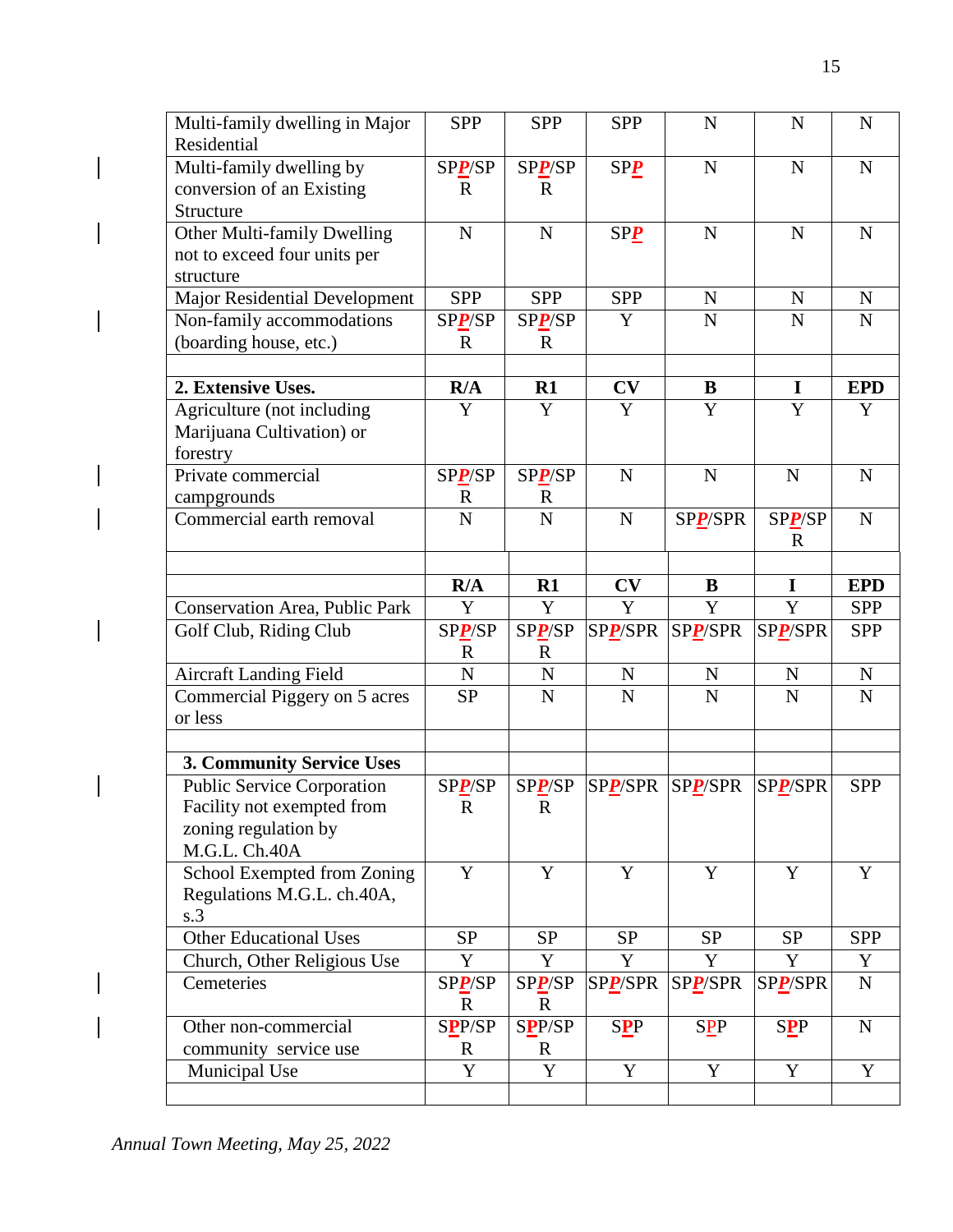| Multi-family dwelling in Major Residential | SPP | SPP | SPP | N | N | N |
|---|---|---|---|---|---|---|
| Multi-family dwelling by conversion of an Existing Structure | SP***P***/SPR | SP***P***/SPR | SP***P*** | N | N | N |
| Other Multi-family Dwelling not to exceed four units per structure | N | N | SP***P*** | N | N | N |
| Major Residential Development | SPP | SPP | SPP | N | N | N |
| Non-family accommodations (boarding house, etc.) | SP***P***/SPR | SP***P***/SPR | Y | N | N | N |
| | | | | | | |
| **2. Extensive Uses.** | **R/A** | **R1** | **CV** | **B** | **I** | **EPD** |
| Agriculture (not including Marijuana Cultivation) or forestry | Y | Y | Y | Y | Y | Y |
| Private commercial campgrounds | SP***P***/SPR | SP***P***/SPR | N | N | N | N |
| Commercial earth removal | N | N | N | SP***P***/SPR | SP***P***/SPR | N |
| | | | | | | |
| | **R/A** | **R1** | **CV** | **B** | **I** | **EPD** |
| Conservation Area, Public Park | Y | Y | Y | Y | Y | SPP |
| Golf Club, Riding Club | SP***P***/SPR | SP***P***/SPR | SP***P***/SPR | SP***P***/SPR | SP***P***/SPR | SPP |
| Aircraft Landing Field | N | N | N | N | N | N |
| Commercial Piggery on 5 acres or less | SP | N | N | N | N | N |
| | | | | | | |
| **3. Community Service Uses** | | | | | | |
| Public Service Corporation Facility not exempted from zoning regulation by M.G.L. Ch.40A | SP***P***/SPR | SP***P***/SPR | SP***P***/SPR | SP***P***/SPR | SP***P***/SPR | SPP |
| School Exempted from Zoning Regulations M.G.L. ch.40A, s.3 | Y | Y | Y | Y | Y | Y |
| Other Educational Uses | SP | SP | SP | SP | SP | SPP |
| Church, Other Religious Use | Y | Y | Y | Y | Y | Y |
| Cemeteries | SP***P***/SPR | SP***P***/SPR | SP***P***/SPR | SP***P***/SPR | SP***P***/SPR | N |
| Other non-commercial community service use | S**P**P/SPR | S**P**P/SPR | S**P**P | S**P**P | S**P**P | N |
| Municipal Use | Y | Y | Y | Y | Y | Y |
| | | | | | | |

*Annual Town Meeting, May 25, 2022*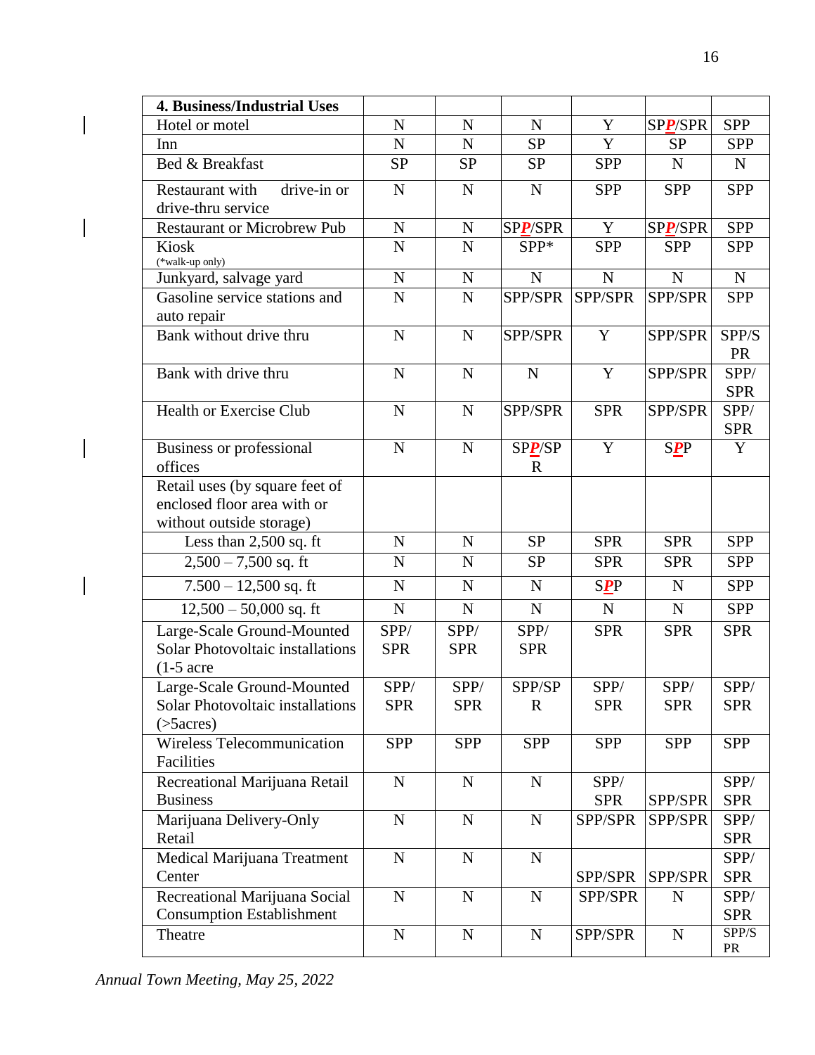| 4. Business/Industrial Uses | | | | | | |
|---|---|---|---|---|---|---|
| Hotel or motel | N | N | N | Y | SP***P***/SPR | SPP |
| Inn | N | N | SP | Y | SP | SPP |
| Bed & Breakfast | SP | SP | SP | SPP | N | N |
| Restaurant with drive-in or drive-thru service | N | N | N | SPP | SPP | SPP |
| Restaurant or Microbrew Pub | N | N | SP***P***/SPR | Y | SP***P***/SPR | SPP |
| Kiosk (*walk-up only) | N | N | SPP* | SPP | SPP | SPP |
| Junkyard, salvage yard | N | N | N | N | N | N |
| Gasoline service stations and auto repair | N | N | SPP/SPR | SPP/SPR | SPP/SPR | SPP |
| Bank without drive thru | N | N | SPP/SPR | Y | SPP/SPR | SPP/SPR |
| Bank with drive thru | N | N | N | Y | SPP/SPR | SPP/SPR |
| Health or Exercise Club | N | N | SPP/SPR | SPR | SPP/SPR | SPP/SPR |
| Business or professional offices | N | N | SP***P***/SPR | Y | S***P***P | Y |
| Retail uses (by square feet of enclosed floor area with or without outside storage) | | | | | | |
| Less than 2,500 sq. ft | N | N | SP | SPR | SPR | SPP |
| 2,500 – 7,500 sq. ft | N | N | SP | SPR | SPR | SPP |
| 7.500 – 12,500 sq. ft | N | N | N | S***P***P | N | SPP |
| 12,500 – 50,000 sq. ft | N | N | N | N | N | SPP |
| Large-Scale Ground-Mounted Solar Photovoltaic installations (1-5 acre | SPP/SPR | SPP/SPR | SPP/SPR | SPR | SPR | SPR |
| Large-Scale Ground-Mounted Solar Photovoltaic installations (>5acres) | SPP/SPR | SPP/SPR | SPP/SPR | SPP/SPR | SPP/SPR | SPP/SPR |
| Wireless Telecommunication Facilities | SPP | SPP | SPP | SPP | SPP | SPP |
| Recreational Marijuana Retail Business | N | N | N | SPP/SPR | SPP/SPR | SPP/SPR |
| Marijuana Delivery-Only Retail | N | N | N | SPP/SPR | SPP/SPR | SPP/SPR |
| Medical Marijuana Treatment Center | N | N | N | SPP/SPR | SPP/SPR | SPP/SPR |
| Recreational Marijuana Social Consumption Establishment | N | N | N | SPP/SPR | N | SPP/SPR |
| Theatre | N | N | N | SPP/SPR | N | SPP/SPR |

*Annual Town Meeting, May 25, 2022*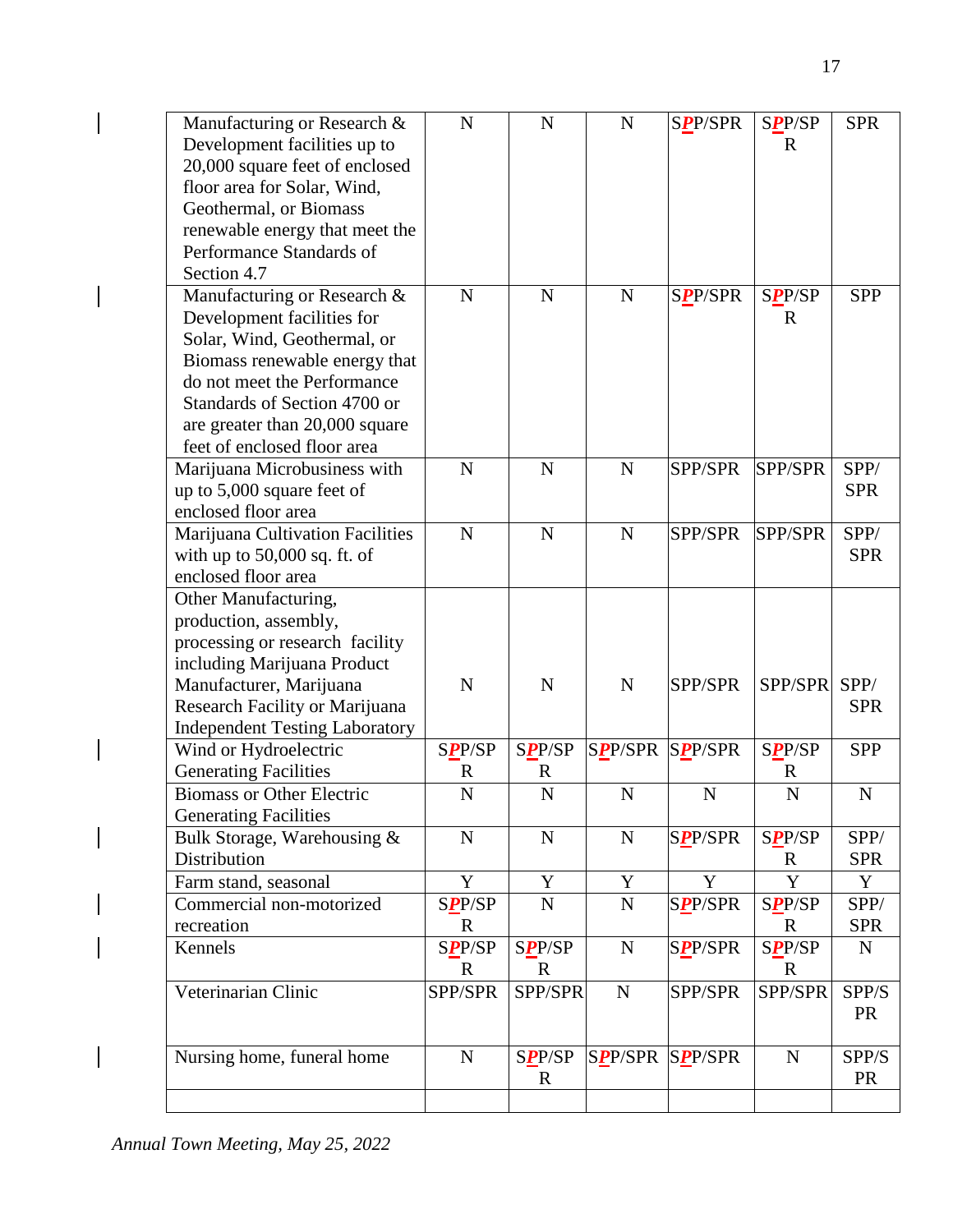| | | | | | | |
|---|---|---|---|---|---|---|
| Manufacturing or Research & Development facilities up to 20,000 square feet of enclosed floor area for Solar, Wind, Geothermal, or Biomass renewable energy that meet the Performance Standards of Section 4.7 | N | N | N | SPP/SPR | SPP/SPR | SPR |
| Manufacturing or Research & Development facilities for Solar, Wind, Geothermal, or Biomass renewable energy that do not meet the Performance Standards of Section 4700 or are greater than 20,000 square feet of enclosed floor area | N | N | N | SPP/SPR | SPP/SPR | SPP |
| Marijuana Microbusiness with up to 5,000 square feet of enclosed floor area | N | N | N | SPP/SPR | SPP/SPR | SPP/SPR |
| Marijuana Cultivation Facilities with up to 50,000 sq. ft. of enclosed floor area | N | N | N | SPP/SPR | SPP/SPR | SPP/SPR |
| Other Manufacturing, production, assembly, processing or research facility including Marijuana Product Manufacturer, Marijuana Research Facility or Marijuana Independent Testing Laboratory | N | N | N | SPP/SPR | SPP/SPR | SPP/SPR |
| Wind or Hydroelectric Generating Facilities | SPP/SPR | SPP/SPR | SPP/SPR | SPP/SPR | SPP/SPR | SPP |
| Biomass or Other Electric Generating Facilities | N | N | N | N | N | N |
| Bulk Storage, Warehousing & Distribution | N | N | N | SPP/SPR | SPP/SPR | SPP/SPR |
| Farm stand, seasonal | Y | Y | Y | Y | Y | Y |
| Commercial non-motorized recreation | SPP/SPR | N | N | SPP/SPR | SPP/SPR | SPP/SPR |
| Kennels | SPP/SPR | SPP/SPR | N | SPP/SPR | SPP/SPR | N |
| Veterinarian Clinic | SPP/SPR | SPP/SPR | N | SPP/SPR | SPP/SPR | SPP/SPR |
| Nursing home, funeral home | N | SPP/SPR | SPP/SPR | SPP/SPR | N | SPP/SPR |
| | | | | | | |

*Annual Town Meeting, May 25, 2022*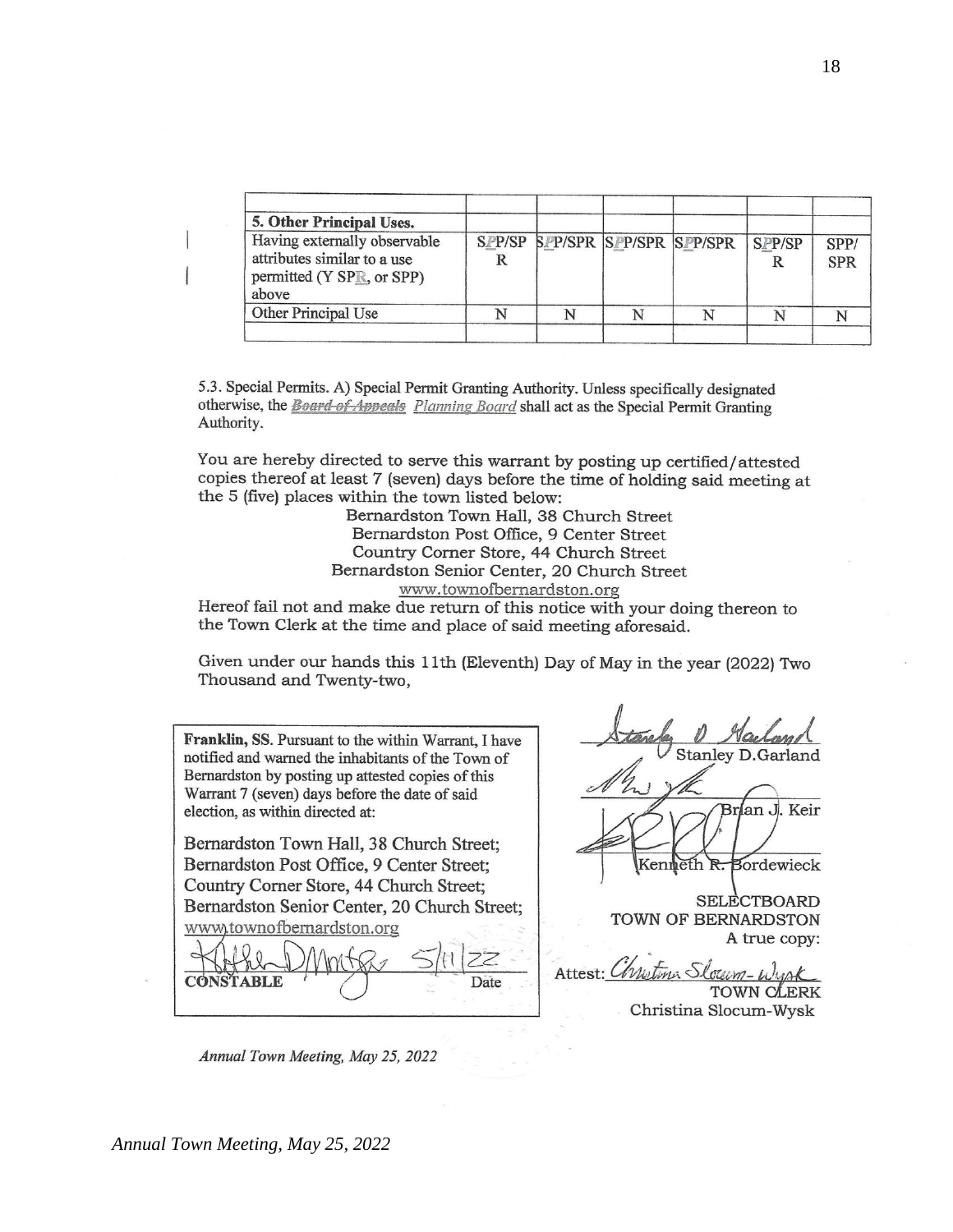| | | | | | | |
|---|---|---|---|---|---|---|
| **5. Other Principal Uses.** | | | | | | |
| Having externally observable attributes similar to a use permitted (Y SPR, or SPP) above | SPP/SPR | SPP/SPR | SPP/SPR | SPP/SPR | SPP/SPR | SPP/SPR |
| Other Principal Use | N | N | N | N | N | N |
| | | | | | | |

5.3. Special Permits. A) Special Permit Granting Authority. Unless specifically designated otherwise, the ~~Board of Appeals~~ Planning Board shall act as the Special Permit Granting Authority.

You are hereby directed to serve this warrant by posting up certified/attested copies thereof at least 7 (seven) days before the time of holding said meeting at the 5 (five) places within the town listed below:

Bernardston Town Hall, 38 Church Street
Bernardston Post Office, 9 Center Street
Country Corner Store, 44 Church Street
Bernardston Senior Center, 20 Church Street
www.townofbernardston.org

Hereof fail not and make due return of this notice with your doing thereon to the Town Clerk at the time and place of said meeting aforesaid.

Given under our hands this 11th (Eleventh) Day of May in the year (2022) Two Thousand and Twenty-two,

**Franklin, SS.** Pursuant to the within Warrant, I have notified and warned the inhabitants of the Town of Bernardston by posting up attested copies of this Warrant 7 (seven) days before the date of said election, as within directed at:

Bernardston Town Hall, 38 Church Street;
Bernardston Post Office, 9 Center Street;
Country Corner Store, 44 Church Street;
Bernardston Senior Center, 20 Church Street;
www.townofbernardston.org

5/11/22

**CONSTABLE** Date

Stanley D.Garland

Brian J. Keir

Kenneth R. Bordewieck

SELECTBOARD
TOWN OF BERNARDSTON
A true copy:

Attest: Christina Slocum-Wysk
TOWN CLERK
Christina Slocum-Wysk

*Annual Town Meeting, May 25, 2022*